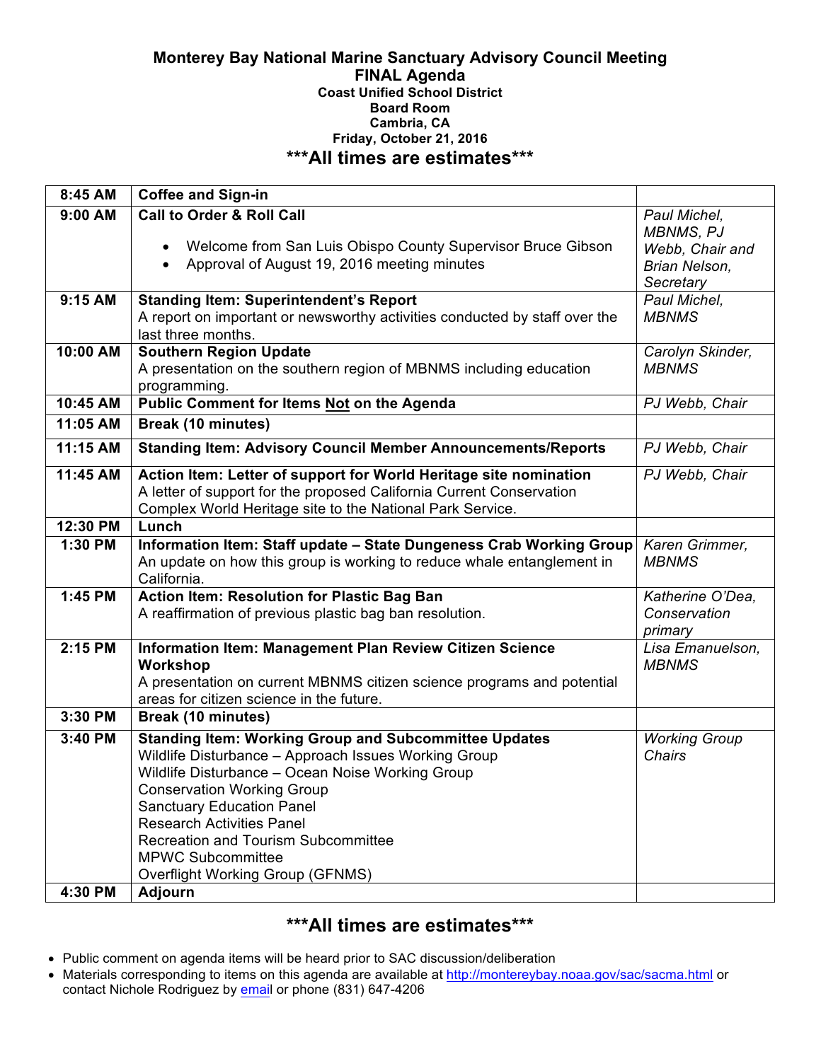**Monterey Bay National Marine Sanctuary Advisory Council Meeting**
**FINAL Agenda**
**Coast Unified School District**
**Board Room**
**Cambria, CA**
**Friday, October 21, 2016**

## \*\*\*All times are estimates\*\*\*

| | | |
|---|---|---|
| **8:45 AM** | **Coffee and Sign-in** | |
| **9:00 AM** | **Call to Order & Roll Call**<br>• Welcome from San Luis Obispo County Supervisor Bruce Gibson<br>• Approval of August 19, 2016 meeting minutes | *Paul Michel, MBNMS, PJ Webb, Chair and Brian Nelson, Secretary* |
| **9:15 AM** | **Standing Item: Superintendent's Report**<br>A report on important or newsworthy activities conducted by staff over the last three months. | *Paul Michel, MBNMS* |
| **10:00 AM** | **Southern Region Update**<br>A presentation on the southern region of MBNMS including education programming. | *Carolyn Skinder, MBNMS* |
| **10:45 AM** | **Public Comment for Items <u>Not</u> on the Agenda** | *PJ Webb, Chair* |
| **11:05 AM** | **Break (10 minutes)** | |
| **11:15 AM** | **Standing Item: Advisory Council Member Announcements/Reports** | *PJ Webb, Chair* |
| **11:45 AM** | **Action Item: Letter of support for World Heritage site nomination**<br>A letter of support for the proposed California Current Conservation Complex World Heritage site to the National Park Service. | *PJ Webb, Chair* |
| **12:30 PM** | **Lunch** | |
| **1:30 PM** | **Information Item: Staff update – State Dungeness Crab Working Group**<br>An update on how this group is working to reduce whale entanglement in California. | *Karen Grimmer, MBNMS* |
| **1:45 PM** | **Action Item: Resolution for Plastic Bag Ban**<br>A reaffirmation of previous plastic bag ban resolution. | *Katherine O'Dea, Conservation primary* |
| **2:15 PM** | **Information Item: Management Plan Review Citizen Science Workshop**<br>A presentation on current MBNMS citizen science programs and potential areas for citizen science in the future. | *Lisa Emanuelson, MBNMS* |
| **3:30 PM** | **Break (10 minutes)** | |
| **3:40 PM** | **Standing Item: Working Group and Subcommittee Updates**<br>Wildlife Disturbance – Approach Issues Working Group<br>Wildlife Disturbance – Ocean Noise Working Group<br>Conservation Working Group<br>Sanctuary Education Panel<br>Research Activities Panel<br>Recreation and Tourism Subcommittee<br>MPWC Subcommittee<br>Overflight Working Group (GFNMS) | *Working Group Chairs* |
| **4:30 PM** | **Adjourn** | |

## \*\*\*All times are estimates\*\*\*

- Public comment on agenda items will be heard prior to SAC discussion/deliberation
- Materials corresponding to items on this agenda are available at http://montereybay.noaa.gov/sac/sacma.html or contact Nichole Rodriguez by email or phone (831) 647-4206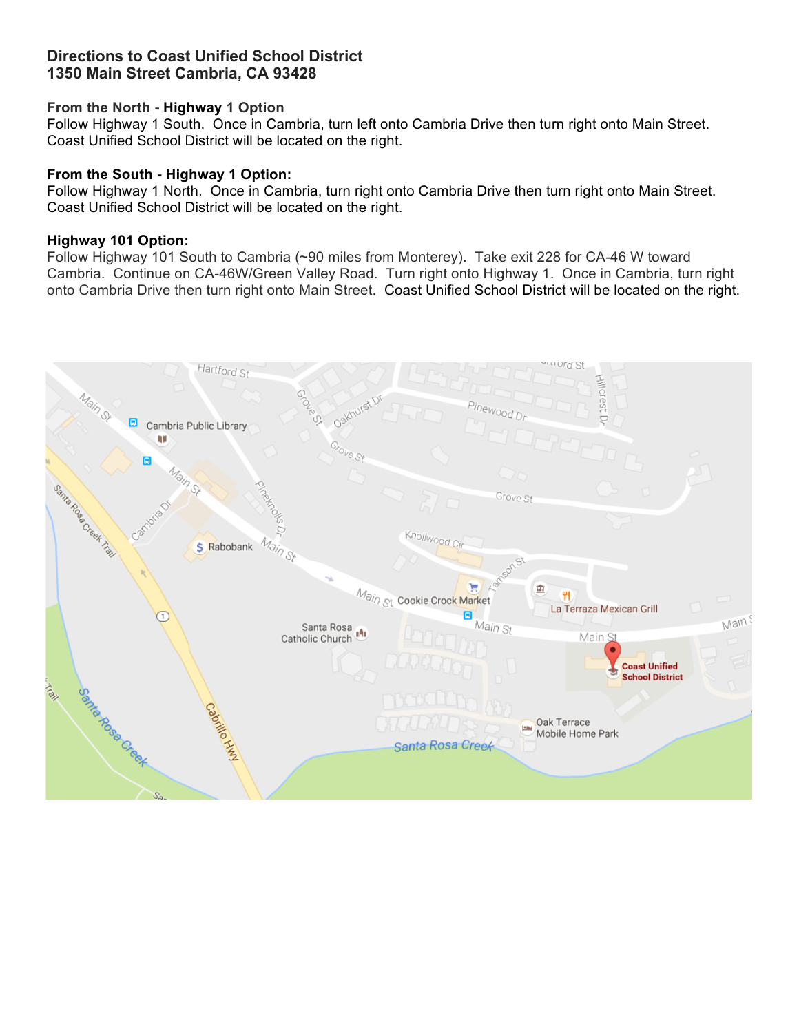**Directions to Coast Unified School District**
**1350 Main Street Cambria, CA 93428**

**From the North - Highway 1 Option**
Follow Highway 1 South. Once in Cambria, turn left onto Cambria Drive then turn right onto Main Street. Coast Unified School District will be located on the right.

**From the South - Highway 1 Option:**
Follow Highway 1 North. Once in Cambria, turn right onto Cambria Drive then turn right onto Main Street. Coast Unified School District will be located on the right.

**Highway 101 Option:**
Follow Highway 101 South to Cambria (~90 miles from Monterey). Take exit 228 for CA-46 W toward Cambria. Continue on CA-46W/Green Valley Road. Turn right onto Highway 1. Once in Cambria, turn right onto Cambria Drive then turn right onto Main Street. Coast Unified School District will be located on the right.

Hartford St
Main St
Cambria Public Library
Grove St
Oakhurst Dr
Pinewood Dr
Hillcrest Dr
Grove St
Main St
Pineknolls Dr
Cambria Dr
Santa Rosa Creek Trail
Rabobank
Main St
Knollwood Cir
Tamson St
Main St
Cookie Crock Market
La Terraza Mexican Grill
Santa Rosa Catholic Church
Main St
Main St
Main St
Coast Unified School District
Cabrillo Hwy
Oak Terrace Mobile Home Park
Santa Rosa Creek
Santa Rosa Creek
Trail